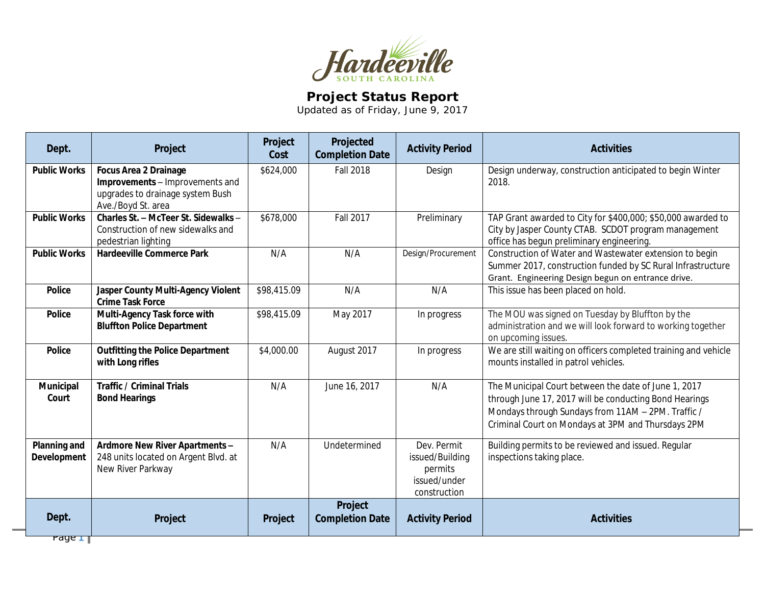Hardeeville
SOUTH CAROLINA

# Project Status Report

Updated as of Friday, June 9, 2017

| Dept. | Project | Project Cost | Projected Completion Date | Activity Period | Activities |
|---|---|---|---|---|---|
| **Public Works** | **Focus Area 2 Drainage Improvements** – Improvements and upgrades to drainage system Bush Ave./Boyd St. area | $624,000 | Fall 2018 | Design | Design underway, construction anticipated to begin Winter 2018. |
| **Public Works** | **Charles St. – McTeer St. Sidewalks** – Construction of new sidewalks and pedestrian lighting | $678,000 | Fall 2017 | Preliminary | TAP Grant awarded to City for $400,000; $50,000 awarded to City by Jasper County CTAB. SCDOT program management office has begun preliminary engineering. |
| **Public Works** | **Hardeeville Commerce Park** | N/A | N/A | Design/Procurement | Construction of Water and Wastewater extension to begin Summer 2017, construction funded by SC Rural Infrastructure Grant. Engineering Design begun on entrance drive. |
| **Police** | **Jasper County Multi-Agency Violent Crime Task Force** | $98,415.09 | N/A | N/A | This issue has been placed on hold. |
| **Police** | **Multi-Agency Task force with Bluffton Police Department** | $98,415.09 | May 2017 | In progress | The MOU was signed on Tuesday by Bluffton by the administration and we will look forward to working together on upcoming issues. |
| **Police** | **Outfitting the Police Department with Long rifles** | $4,000.00 | August 2017 | In progress | We are still waiting on officers completed training and vehicle mounts installed in patrol vehicles. |
| **Municipal Court** | **Traffic / Criminal Trials Bond Hearings** | N/A | June 16, 2017 | N/A | The Municipal Court between the date of June 1, 2017 through June 17, 2017 will be conducting Bond Hearings Mondays through Sundays from 11AM – 2PM. Traffic / Criminal Court on Mondays at 3PM and Thursdays 2PM |
| **Planning and Development** | **Ardmore New River Apartments** – 248 units located on Argent Blvd. at New River Parkway | N/A | Undetermined | Dev. Permit issued/Building permits issued/under construction | Building permits to be reviewed and issued. Regular inspections taking place. |
| **Dept.** | **Project** | **Project** | **Project Completion Date** | **Activity Period** | **Activities** |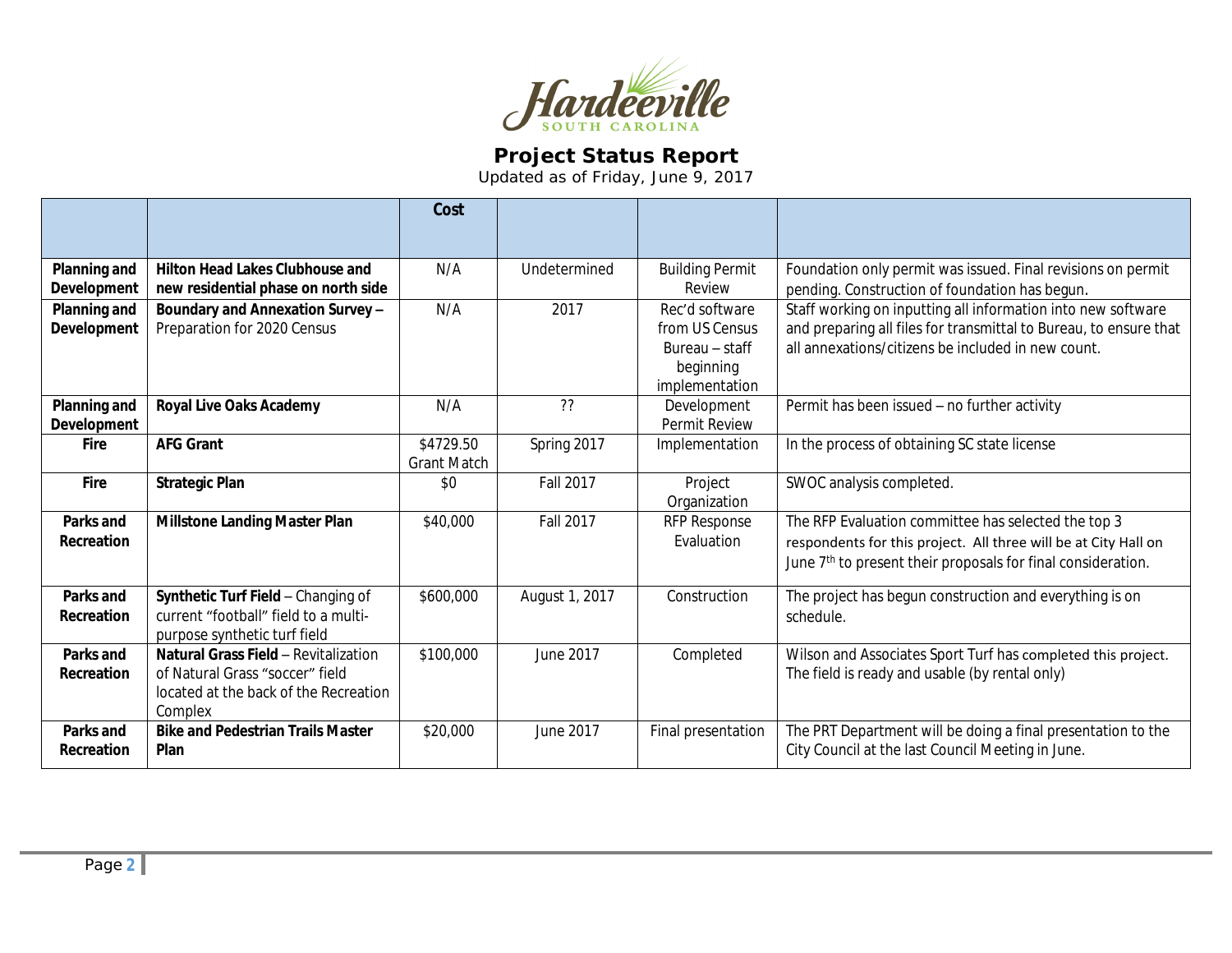Hardeeville
SOUTH CAROLINA

# Project Status Report

Updated as of Friday, June 9, 2017

| | | Cost | | | |
|---|---|---|---|---|---|
| **Planning and Development** | **Hilton Head Lakes Clubhouse and new residential phase on north side** | N/A | Undetermined | Building Permit Review | Foundation only permit was issued. Final revisions on permit pending. Construction of foundation has begun. |
| **Planning and Development** | **Boundary and Annexation Survey –** Preparation for 2020 Census | N/A | 2017 | Rec'd software from US Census Bureau – staff beginning implementation | Staff working on inputting all information into new software and preparing all files for transmittal to Bureau, to ensure that all annexations/citizens be included in new count. |
| **Planning and Development** | **Royal Live Oaks Academy** | N/A | ?? | Development Permit Review | Permit has been issued – no further activity |
| **Fire** | **AFG Grant** | $4729.50 Grant Match | Spring 2017 | Implementation | In the process of obtaining SC state license |
| **Fire** | **Strategic Plan** | $0 | Fall 2017 | Project Organization | SWOC analysis completed. |
| **Parks and Recreation** | **Millstone Landing Master Plan** | $40,000 | Fall 2017 | RFP Response Evaluation | The RFP Evaluation committee has selected the top 3 respondents for this project. All three will be at City Hall on June 7th to present their proposals for final consideration. |
| **Parks and Recreation** | **Synthetic Turf Field** – Changing of current "football" field to a multi-purpose synthetic turf field | $600,000 | August 1, 2017 | Construction | The project has begun construction and everything is on schedule. |
| **Parks and Recreation** | **Natural Grass Field** – Revitalization of Natural Grass "soccer" field located at the back of the Recreation Complex | $100,000 | June 2017 | Completed | Wilson and Associates Sport Turf has completed this project. The field is ready and usable (by rental only) |
| **Parks and Recreation** | **Bike and Pedestrian Trails Master Plan** | $20,000 | June 2017 | Final presentation | The PRT Department will be doing a final presentation to the City Council at the last Council Meeting in June. |